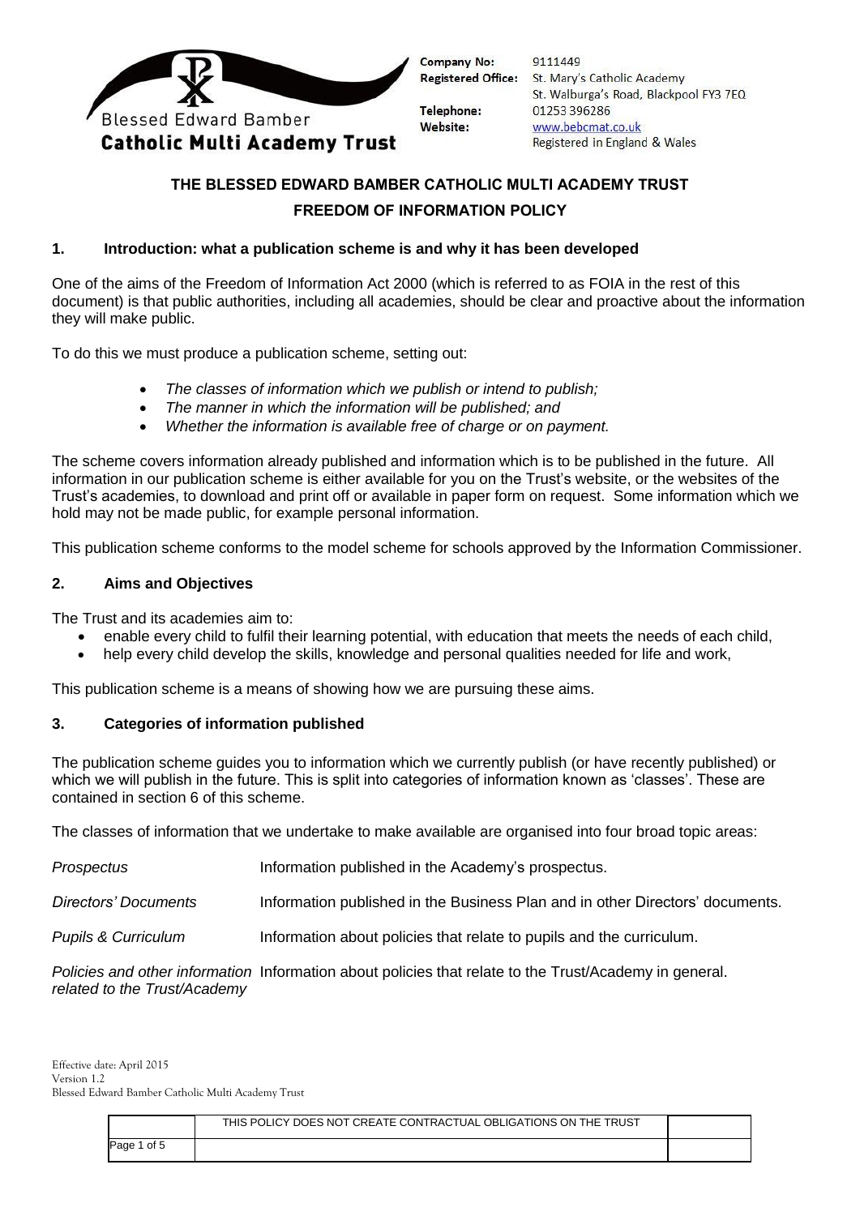Blessed Edward Bamber
**Catholic Multi Academy Trust**

**Company No:** 9111449
**Registered Office:** St. Mary's Catholic Academy
St. Walburga's Road, Blackpool FY3 7EQ
**Telephone:** 01253 396286
**Website:** www.bebcmat.co.uk
Registered in England & Wales

## THE BLESSED EDWARD BAMBER CATHOLIC MULTI ACADEMY TRUST

## FREEDOM OF INFORMATION POLICY

### 1. Introduction: what a publication scheme is and why it has been developed

One of the aims of the Freedom of Information Act 2000 (which is referred to as FOIA in the rest of this document) is that public authorities, including all academies, should be clear and proactive about the information they will make public.

To do this we must produce a publication scheme, setting out:

- *The classes of information which we publish or intend to publish;*
- *The manner in which the information will be published; and*
- *Whether the information is available free of charge or on payment.*

The scheme covers information already published and information which is to be published in the future. All information in our publication scheme is either available for you on the Trust's website, or the websites of the Trust's academies, to download and print off or available in paper form on request. Some information which we hold may not be made public, for example personal information.

This publication scheme conforms to the model scheme for schools approved by the Information Commissioner.

### 2. Aims and Objectives

The Trust and its academies aim to:

- enable every child to fulfil their learning potential, with education that meets the needs of each child,
- help every child develop the skills, knowledge and personal qualities needed for life and work,

This publication scheme is a means of showing how we are pursuing these aims.

### 3. Categories of information published

The publication scheme guides you to information which we currently publish (or have recently published) or which we will publish in the future. This is split into categories of information known as 'classes'. These are contained in section 6 of this scheme.

The classes of information that we undertake to make available are organised into four broad topic areas:

*Prospectus* — Information published in the Academy's prospectus.

*Directors' Documents* — Information published in the Business Plan and in other Directors' documents.

*Pupils & Curriculum* — Information about policies that relate to pupils and the curriculum.

*Policies and other information related to the Trust/Academy* — Information about policies that relate to the Trust/Academy in general.

Effective date: April 2015
Version 1.2
Blessed Edward Bamber Catholic Multi Academy Trust

THIS POLICY DOES NOT CREATE CONTRACTUAL OBLIGATIONS ON THE TRUST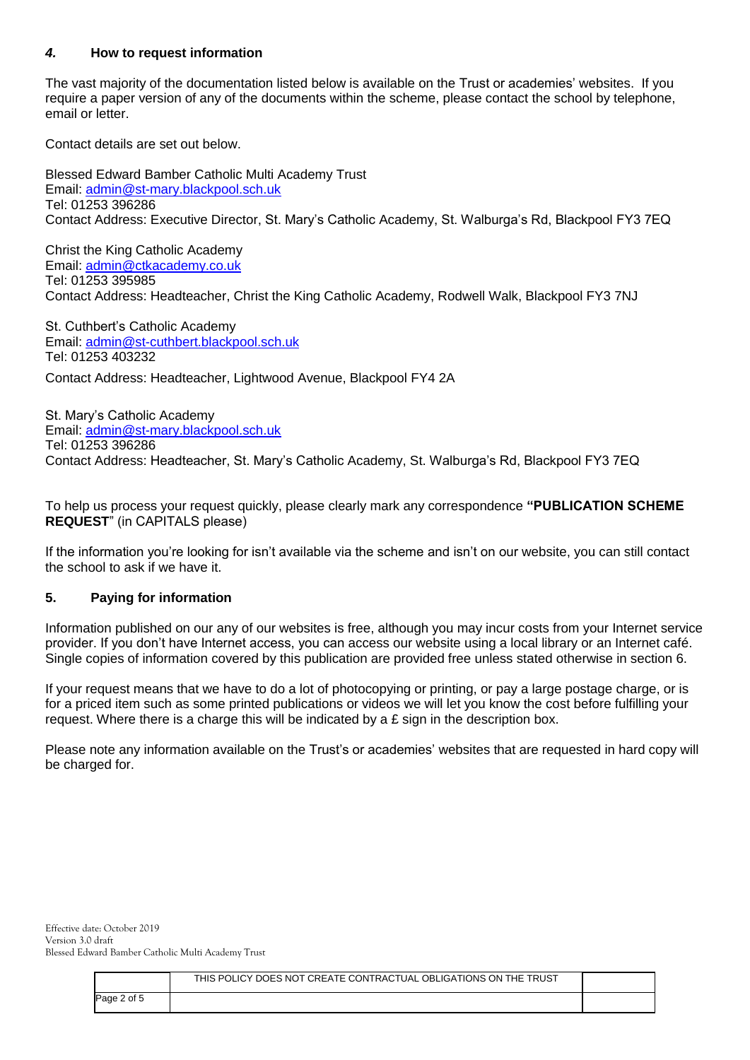## *4.* How to request information

The vast majority of the documentation listed below is available on the Trust or academies' websites. If you require a paper version of any of the documents within the scheme, please contact the school by telephone, email or letter.

Contact details are set out below.

Blessed Edward Bamber Catholic Multi Academy Trust
Email: admin@st-mary.blackpool.sch.uk
Tel: 01253 396286
Contact Address: Executive Director, St. Mary's Catholic Academy, St. Walburga's Rd, Blackpool FY3 7EQ

Christ the King Catholic Academy
Email: admin@ctkacademy.co.uk
Tel: 01253 395985
Contact Address: Headteacher, Christ the King Catholic Academy, Rodwell Walk, Blackpool FY3 7NJ

St. Cuthbert's Catholic Academy
Email: admin@st-cuthbert.blackpool.sch.uk
Tel: 01253 403232
Contact Address: Headteacher, Lightwood Avenue, Blackpool FY4 2A

St. Mary's Catholic Academy
Email: admin@st-mary.blackpool.sch.uk
Tel: 01253 396286
Contact Address: Headteacher, St. Mary's Catholic Academy, St. Walburga's Rd, Blackpool FY3 7EQ

To help us process your request quickly, please clearly mark any correspondence **"PUBLICATION SCHEME REQUEST**" (in CAPITALS please)

If the information you're looking for isn't available via the scheme and isn't on our website, you can still contact the school to ask if we have it.

## 5. Paying for information

Information published on our any of our websites is free, although you may incur costs from your Internet service provider. If you don't have Internet access, you can access our website using a local library or an Internet café. Single copies of information covered by this publication are provided free unless stated otherwise in section 6.

If your request means that we have to do a lot of photocopying or printing, or pay a large postage charge, or is for a priced item such as some printed publications or videos we will let you know the cost before fulfilling your request. Where there is a charge this will be indicated by a £ sign in the description box.

Please note any information available on the Trust's or academies' websites that are requested in hard copy will be charged for.

Effective date: October 2019
Version 3.0 draft
Blessed Edward Bamber Catholic Multi Academy Trust

THIS POLICY DOES NOT CREATE CONTRACTUAL OBLIGATIONS ON THE TRUST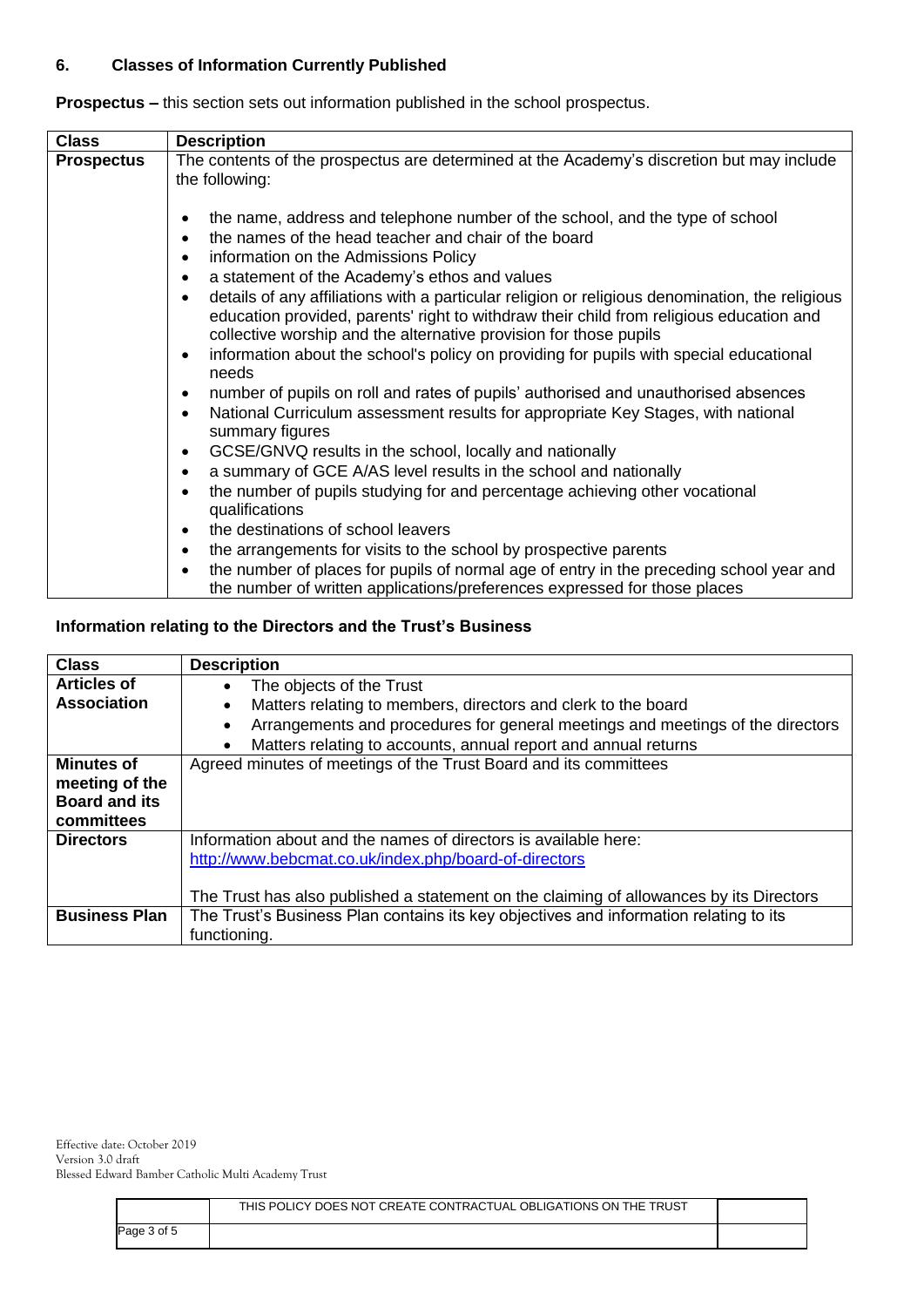## 6. Classes of Information Currently Published

**Prospectus –** this section sets out information published in the school prospectus.

| Class | Description |
|---|---|
| **Prospectus** | The contents of the prospectus are determined at the Academy's discretion but may include the following:<br><br>• the name, address and telephone number of the school, and the type of school<br>• the names of the head teacher and chair of the board<br>• information on the Admissions Policy<br>• a statement of the Academy's ethos and values<br>• details of any affiliations with a particular religion or religious denomination, the religious education provided, parents' right to withdraw their child from religious education and collective worship and the alternative provision for those pupils<br>• information about the school's policy on providing for pupils with special educational needs<br>• number of pupils on roll and rates of pupils' authorised and unauthorised absences<br>• National Curriculum assessment results for appropriate Key Stages, with national summary figures<br>• GCSE/GNVQ results in the school, locally and nationally<br>• a summary of GCE A/AS level results in the school and nationally<br>• the number of pupils studying for and percentage achieving other vocational qualifications<br>• the destinations of school leavers<br>• the arrangements for visits to the school by prospective parents<br>• the number of places for pupils of normal age of entry in the preceding school year and the number of written applications/preferences expressed for those places |

**Information relating to the Directors and the Trust's Business**

| Class | Description |
|---|---|
| **Articles of Association** | • The objects of the Trust<br>• Matters relating to members, directors and clerk to the board<br>• Arrangements and procedures for general meetings and meetings of the directors<br>• Matters relating to accounts, annual report and annual returns |
| **Minutes of meeting of the Board and its committees** | Agreed minutes of meetings of the Trust Board and its committees |
| **Directors** | Information about and the names of directors is available here: [http://www.bebcmat.co.uk/index.php/board-of-directors](http://www.bebcmat.co.uk/index.php/board-of-directors)<br><br>The Trust has also published a statement on the claiming of allowances by its Directors |
| **Business Plan** | The Trust's Business Plan contains its key objectives and information relating to its functioning. |

Effective date: October 2019
Version 3.0 draft
Blessed Edward Bamber Catholic Multi Academy Trust

THIS POLICY DOES NOT CREATE CONTRACTUAL OBLIGATIONS ON THE TRUST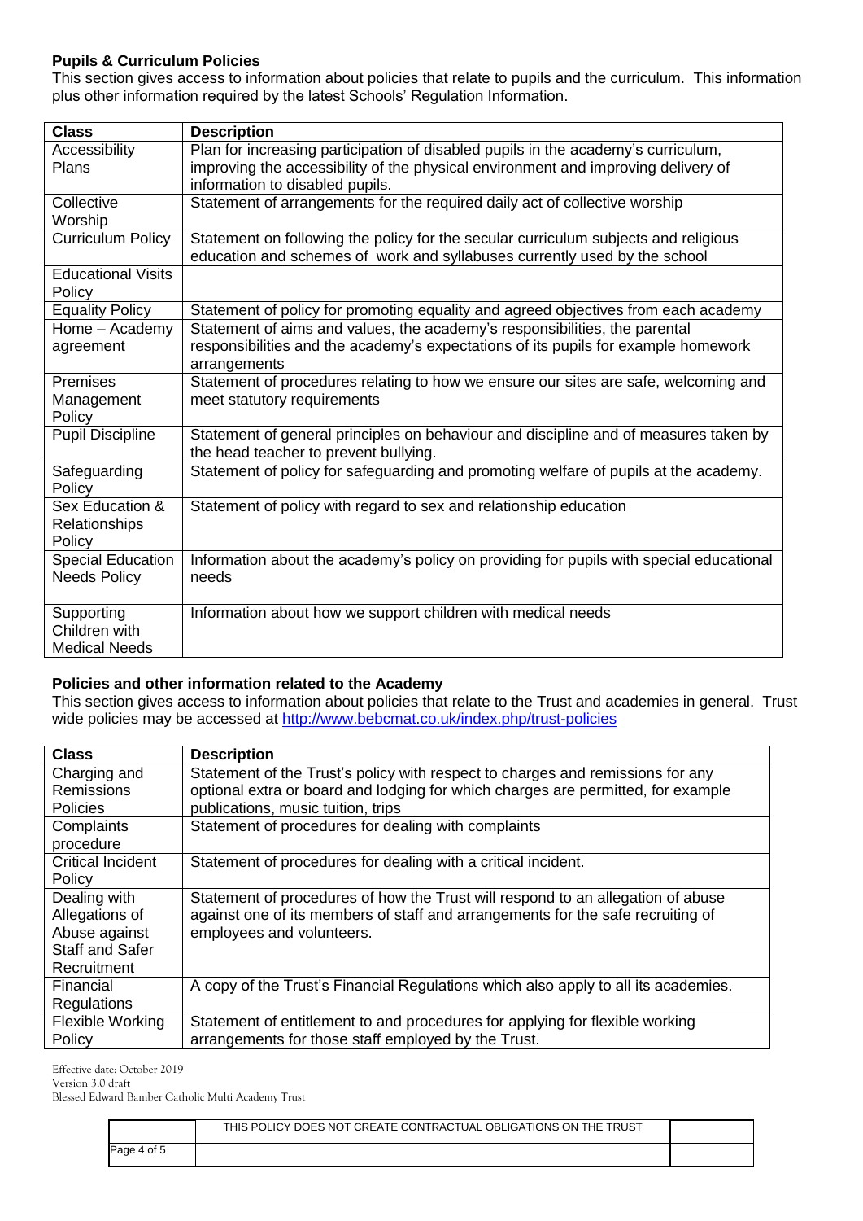**Pupils & Curriculum Policies**

This section gives access to information about policies that relate to pupils and the curriculum. This information plus other information required by the latest Schools' Regulation Information.

| Class | Description |
|---|---|
| Accessibility Plans | Plan for increasing participation of disabled pupils in the academy's curriculum, improving the accessibility of the physical environment and improving delivery of information to disabled pupils. |
| Collective Worship | Statement of arrangements for the required daily act of collective worship |
| Curriculum Policy | Statement on following the policy for the secular curriculum subjects and religious education and schemes of work and syllabuses currently used by the school |
| Educational Visits Policy | |
| Equality Policy | Statement of policy for promoting equality and agreed objectives from each academy |
| Home – Academy agreement | Statement of aims and values, the academy's responsibilities, the parental responsibilities and the academy's expectations of its pupils for example homework arrangements |
| Premises Management Policy | Statement of procedures relating to how we ensure our sites are safe, welcoming and meet statutory requirements |
| Pupil Discipline | Statement of general principles on behaviour and discipline and of measures taken by the head teacher to prevent bullying. |
| Safeguarding Policy | Statement of policy for safeguarding and promoting welfare of pupils at the academy. |
| Sex Education & Relationships Policy | Statement of policy with regard to sex and relationship education |
| Special Education Needs Policy | Information about the academy's policy on providing for pupils with special educational needs |
| Supporting Children with Medical Needs | Information about how we support children with medical needs |

**Policies and other information related to the Academy**

This section gives access to information about policies that relate to the Trust and academies in general. Trust wide policies may be accessed at http://www.bebcmat.co.uk/index.php/trust-policies

| Class | Description |
|---|---|
| Charging and Remissions Policies | Statement of the Trust's policy with respect to charges and remissions for any optional extra or board and lodging for which charges are permitted, for example publications, music tuition, trips |
| Complaints procedure | Statement of procedures for dealing with complaints |
| Critical Incident Policy | Statement of procedures for dealing with a critical incident. |
| Dealing with Allegations of Abuse against Staff and Safer Recruitment | Statement of procedures of how the Trust will respond to an allegation of abuse against one of its members of staff and arrangements for the safe recruiting of employees and volunteers. |
| Financial Regulations | A copy of the Trust's Financial Regulations which also apply to all its academies. |
| Flexible Working Policy | Statement of entitlement to and procedures for applying for flexible working arrangements for those staff employed by the Trust. |

Effective date: October 2019
Version 3.0 draft
Blessed Edward Bamber Catholic Multi Academy Trust

THIS POLICY DOES NOT CREATE CONTRACTUAL OBLIGATIONS ON THE TRUST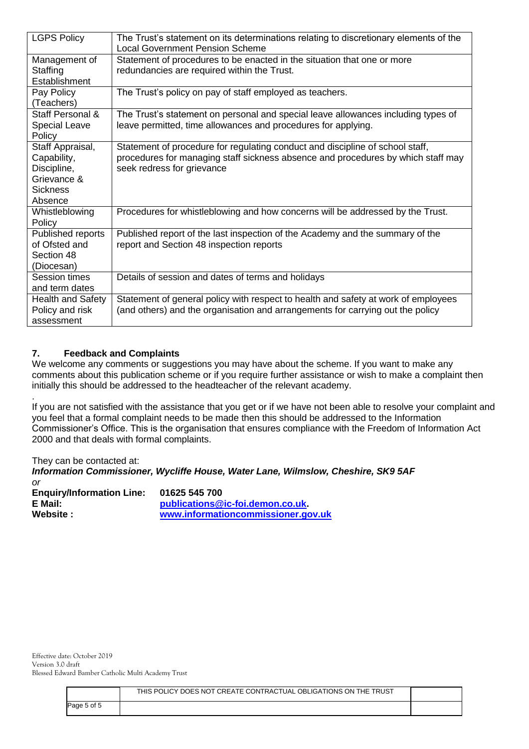| | |
|---|---|
| LGPS Policy | The Trust's statement on its determinations relating to discretionary elements of the Local Government Pension Scheme |
| Management of Staffing Establishment | Statement of procedures to be enacted in the situation that one or more redundancies are required within the Trust. |
| Pay Policy (Teachers) | The Trust's policy on pay of staff employed as teachers. |
| Staff Personal & Special Leave Policy | The Trust's statement on personal and special leave allowances including types of leave permitted, time allowances and procedures for applying. |
| Staff Appraisal, Capability, Discipline, Grievance & Sickness Absence | Statement of procedure for regulating conduct and discipline of school staff, procedures for managing staff sickness absence and procedures by which staff may seek redress for grievance |
| Whistleblowing Policy | Procedures for whistleblowing and how concerns will be addressed by the Trust. |
| Published reports of Ofsted and Section 48 (Diocesan) | Published report of the last inspection of the Academy and the summary of the report and Section 48 inspection reports |
| Session times and term dates | Details of session and dates of terms and holidays |
| Health and Safety Policy and risk assessment | Statement of general policy with respect to health and safety at work of employees (and others) and the organisation and arrangements for carrying out the policy |

## 7. Feedback and Complaints

We welcome any comments or suggestions you may have about the scheme. If you want to make any comments about this publication scheme or if you require further assistance or wish to make a complaint then initially this should be addressed to the headteacher of the relevant academy.

.

If you are not satisfied with the assistance that you get or if we have not been able to resolve your complaint and you feel that a formal complaint needs to be made then this should be addressed to the Information Commissioner's Office. This is the organisation that ensures compliance with the Freedom of Information Act 2000 and that deals with formal complaints.

They can be contacted at:

***Information Commissioner, Wycliffe House, Water Lane, Wilmslow, Cheshire, SK9 5AF***

*or*

**Enquiry/Information Line:** **01625 545 700**

**E Mail:** **publications@ic-foi.demon.co.uk.**

**Website :** **www.informationcommissioner.gov.uk**

Effective date: October 2019
Version 3.0 draft
Blessed Edward Bamber Catholic Multi Academy Trust

THIS POLICY DOES NOT CREATE CONTRACTUAL OBLIGATIONS ON THE TRUST